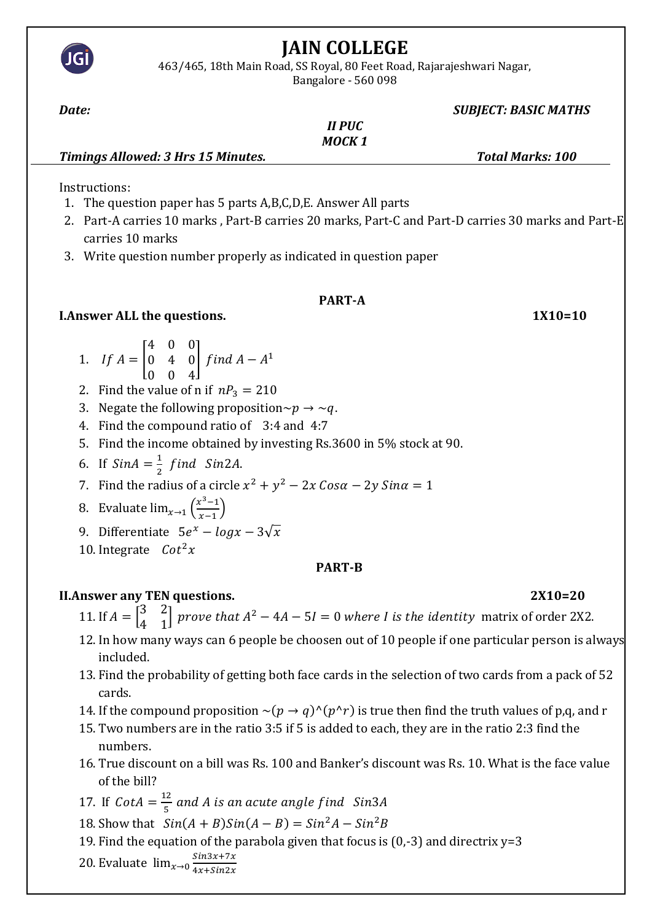# JAIN COLLEGE

463/465, 18th Main Road, SS Royal, 80 Feet Road, Rajarajeshwari Nagar,
Bangalore - 560 098

***Date:*** ***SUBJECT: BASIC MATHS***

***II PUC***

***MOCK 1***

***Timings Allowed: 3 Hrs 15 Minutes.*** ***Total Marks: 100***

Instructions:

1. The question paper has 5 parts A,B,C,D,E. Answer All parts
2. Part-A carries 10 marks , Part-B carries 20 marks, Part-C and Part-D carries 30 marks and Part-E carries 10 marks
3. Write question number properly as indicated in question paper

## PART-A

**I.Answer ALL the questions.** **1X10=10**

1. $If\ A = \begin{bmatrix} 4 & 0 & 0 \\ 0 & 4 & 0 \\ 0 & 0 & 4 \end{bmatrix}\ find\ A - A^1$
2. Find the value of n if $nP_3 = 210$
3. Negate the following proposition $\sim p \rightarrow \sim q$.
4. Find the compound ratio of 3:4 and 4:7
5. Find the income obtained by investing Rs.3600 in 5% stock at 90.
6. If $SinA = \frac{1}{2}\ find\ \ Sin2A.$
7. Find the radius of a circle $x^2 + y^2 - 2x\,Cos\alpha - 2y\,Sin\alpha = 1$
8. Evaluate $\lim_{x \to 1}\left(\frac{x^3 - 1}{x - 1}\right)$
9. Differentiate $5e^x - logx - 3\sqrt{x}$
10. Integrate $Cot^2x$

## PART-B

**II.Answer any TEN questions.** **2X10=20**

11. If $A = \begin{bmatrix} 3 & 2 \\ 4 & 1 \end{bmatrix}\ prove\ that\ A^2 - 4A - 5I = 0\ where\ I\ is\ the\ identity$ matrix of order 2X2.
12. In how many ways can 6 people be choosen out of 10 people if one particular person is always included.
13. Find the probability of getting both face cards in the selection of two cards from a pack of 52 cards.
14. If the compound proposition $\sim(p \rightarrow q)$^$(p$^$r)$ is true then find the truth values of p,q, and r
15. Two numbers are in the ratio 3:5 if 5 is added to each, they are in the ratio 2:3 find the numbers.
16. True discount on a bill was Rs. 100 and Banker's discount was Rs. 10. What is the face value of the bill?
17. If $CotA = \frac{12}{5}\ and\ A\ is\ an\ acute\ angle\ find\ \ Sin3A$
18. Show that $Sin(A + B)Sin(A - B) = Sin^2A - Sin^2B$
19. Find the equation of the parabola given that focus is (0,-3) and directrix y=3
20. Evaluate $\lim_{x \to 0} \frac{Sin3x + 7x}{4x + Sin2x}$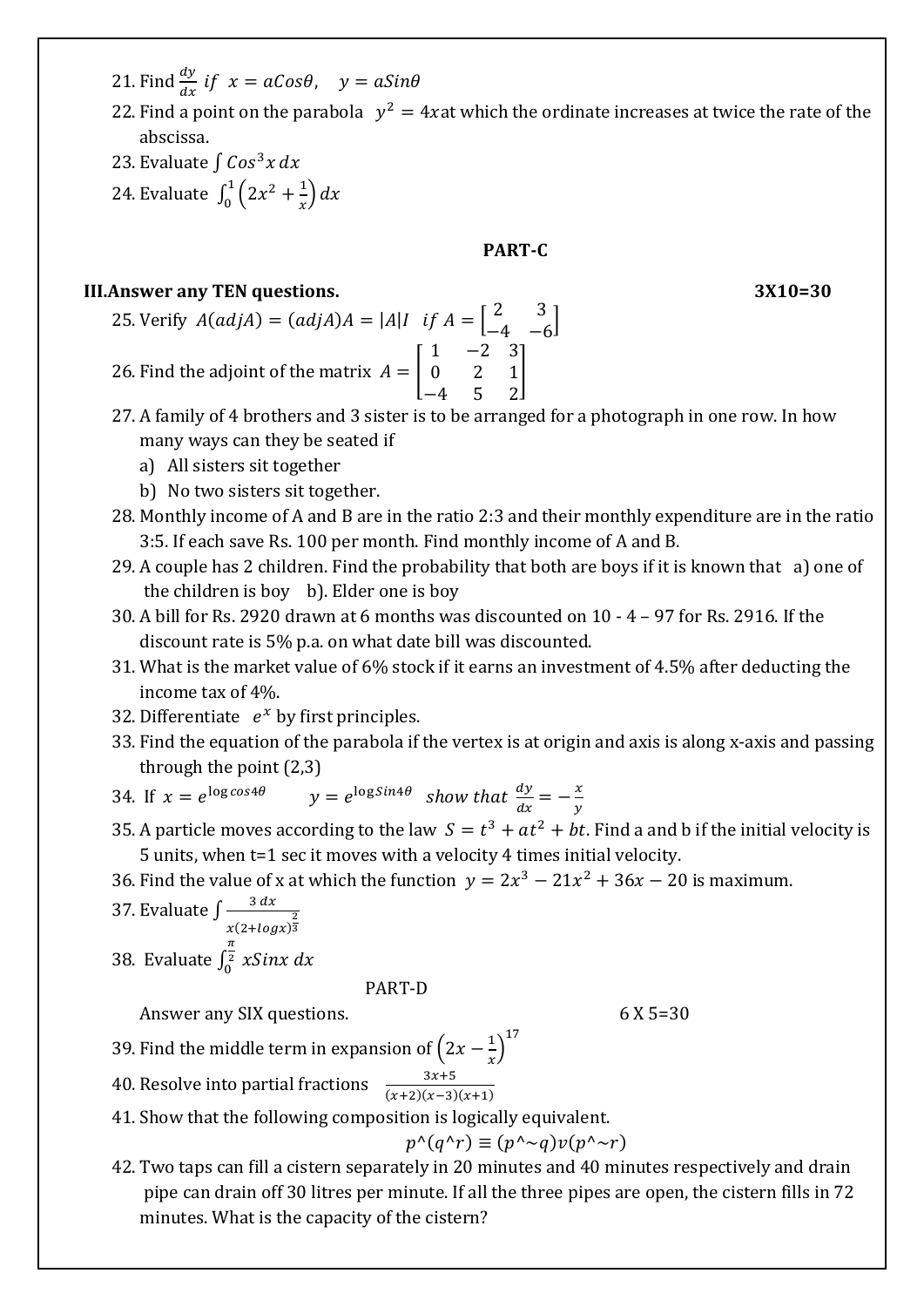21. Find $\frac{dy}{dx}$ $if$ $x = aCos\theta$, $y = aSin\theta$
22. Find a point on the parabola $y^2 = 4x$ at which the ordinate increases at twice the rate of the abscissa.
23. Evaluate $\int Cos^3 x\, dx$
24. Evaluate $\int_0^1 \left(2x^2 + \frac{1}{x}\right) dx$

## PART-C

**III.Answer any TEN questions.** **3X10=30**

25. Verify $A(adjA) = (adjA)A = |A|I$ $if$ $A = \begin{bmatrix} 2 & 3 \\ -4 & -6 \end{bmatrix}$
26. Find the adjoint of the matrix $A = \begin{bmatrix} 1 & -2 & 3 \\ 0 & 2 & 1 \\ -4 & 5 & 2 \end{bmatrix}$
27. A family of 4 brothers and 3 sister is to be arranged for a photograph in one row. In how many ways can they be seated if
    a) All sisters sit together
    b) No two sisters sit together.
28. Monthly income of A and B are in the ratio 2:3 and their monthly expenditure are in the ratio 3:5. If each save Rs. 100 per month. Find monthly income of A and B.
29. A couple has 2 children. Find the probability that both are boys if it is known that a) one of the children is boy b). Elder one is boy
30. A bill for Rs. 2920 drawn at 6 months was discounted on 10 - 4 – 97 for Rs. 2916. If the discount rate is 5% p.a. on what date bill was discounted.
31. What is the market value of 6% stock if it earns an investment of 4.5% after deducting the income tax of 4%.
32. Differentiate $e^x$ by first principles.
33. Find the equation of the parabola if the vertex is at origin and axis is along x-axis and passing through the point (2,3)
34. If $x = e^{\log cos4\theta}$ $y = e^{\log Sin4\theta}$ $show\ that$ $\frac{dy}{dx} = -\frac{x}{y}$
35. A particle moves according to the law $S = t^3 + at^2 + bt$. Find a and b if the initial velocity is 5 units, when t=1 sec it moves with a velocity 4 times initial velocity.
36. Find the value of x at which the function $y = 2x^3 - 21x^2 + 36x - 20$ is maximum.
37. Evaluate $\int \frac{3\, dx}{x(2+logx)^{\frac{2}{3}}}$
38. Evaluate $\int_0^{\frac{\pi}{2}} xSinx\, dx$

## PART-D

Answer any SIX questions. 6 X 5=30

39. Find the middle term in expansion of $\left(2x - \frac{1}{x}\right)^{17}$
40. Resolve into partial fractions $\frac{3x+5}{(x+2)(x-3)(x+1)}$
41. Show that the following composition is logically equivalent.
$$p\wedge(q\wedge r) \equiv (p\wedge\sim q)\vee(p\wedge\sim r)$$
42. Two taps can fill a cistern separately in 20 minutes and 40 minutes respectively and drain pipe can drain off 30 litres per minute. If all the three pipes are open, the cistern fills in 72 minutes. What is the capacity of the cistern?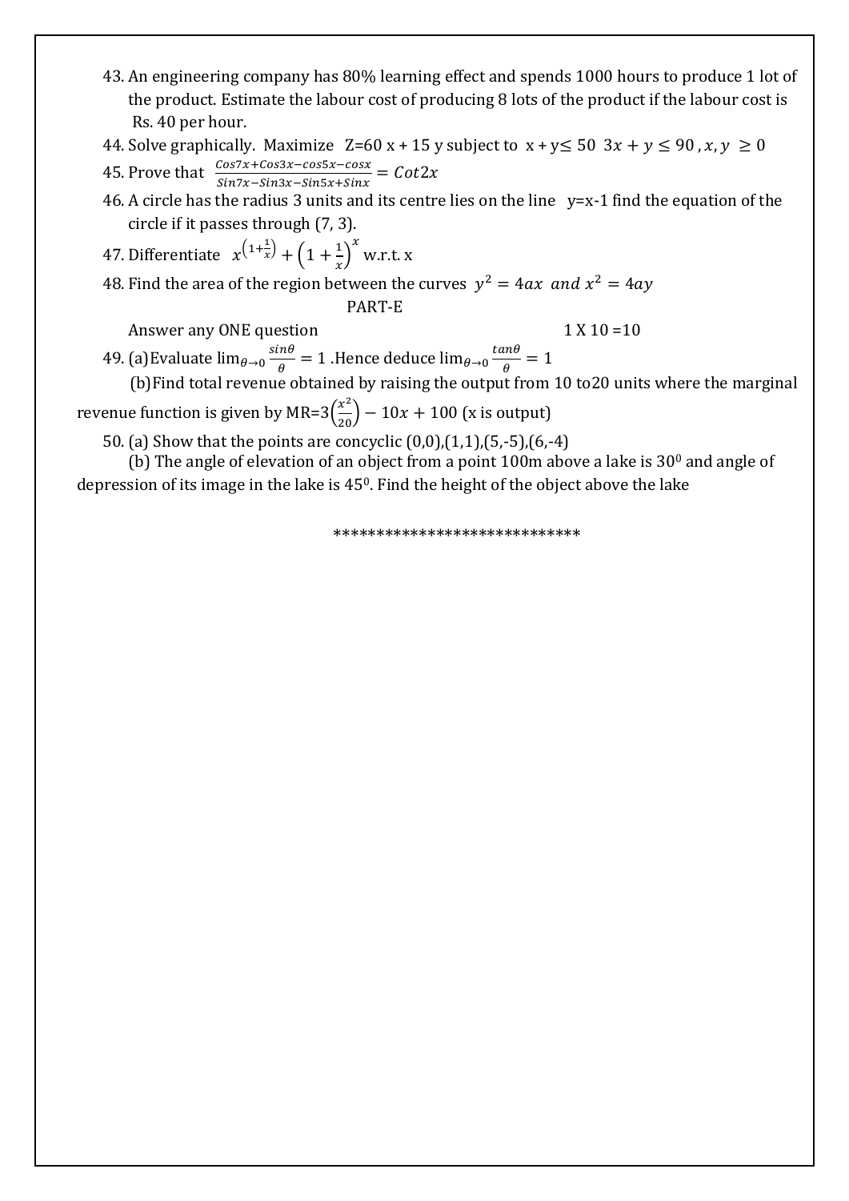43. An engineering company has 80% learning effect and spends 1000 hours to produce 1 lot of the product. Estimate the labour cost of producing 8 lots of the product if the labour cost is Rs. 40 per hour.
44. Solve graphically. Maximize Z=60 x + 15 y subject to x + y$\leq$ 50 $3x + y \leq 90\ , x, y\ \geq 0$
45. Prove that $\frac{Cos7x+Cos3x-cos5x-cosx}{Sin7x-Sin3x-Sin5x+Sinx} = Cot2x$
46. A circle has the radius 3 units and its centre lies on the line y=x-1 find the equation of the circle if it passes through (7, 3).
47. Differentiate $x^{\left(1+\frac{1}{x}\right)} + \left(1+\frac{1}{x}\right)^{x}$ w.r.t. x
48. Find the area of the region between the curves $y^2 = 4ax\ and\ x^2 = 4ay$

## PART-E

Answer any ONE question 1 X 10 =10

49. (a)Evaluate $\lim_{\theta\to 0}\frac{sin\theta}{\theta} = 1$ .Hence deduce $\lim_{\theta\to 0}\frac{tan\theta}{\theta} = 1$

 (b)Find total revenue obtained by raising the output from 10 to20 units where the marginal revenue function is given by MR=$3\left(\frac{x^2}{20}\right) - 10x + 100$ (x is output)

50. (a) Show that the points are concyclic (0,0),(1,1),(5,-5),(6,-4)

 (b) The angle of elevation of an object from a point 100m above a lake is $30^0$ and angle of depression of its image in the lake is $45^0$. Find the height of the object above the lake

*****************************